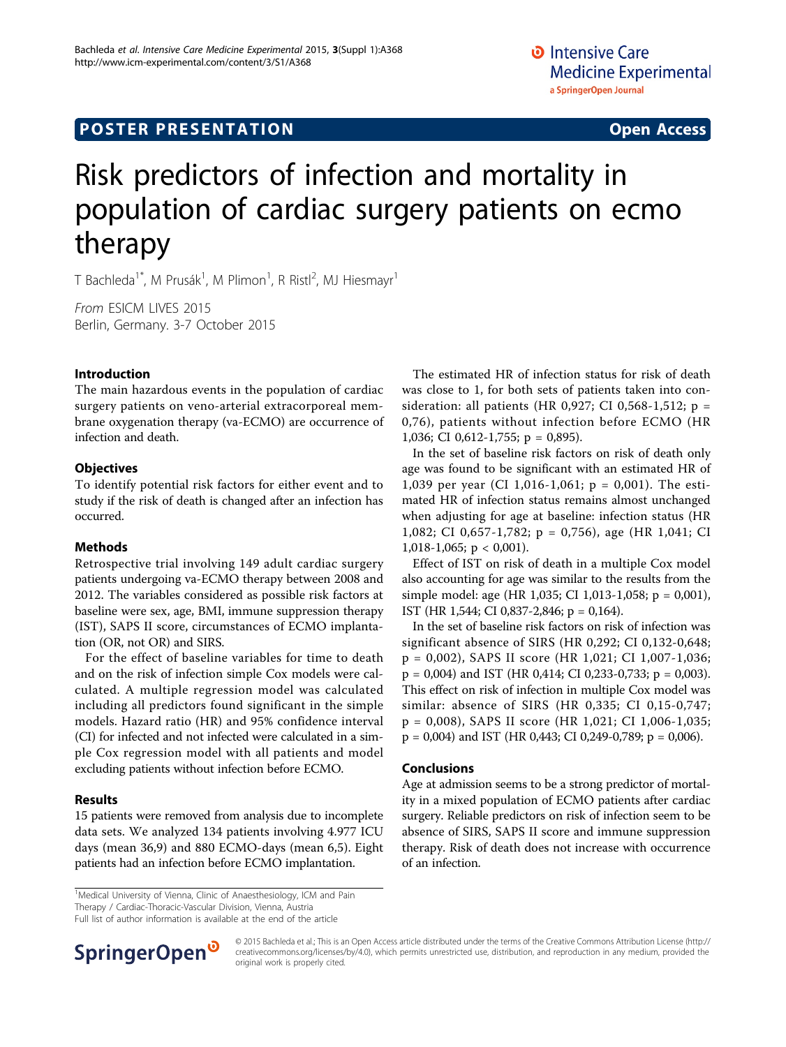**POSTER PRESENTATION** **Open Access**

# Risk predictors of infection and mortality in population of cardiac surgery patients on ecmo therapy

T Bachleda[1*], M Prusák[1], M Plimon[1], R Ristl[2], MJ Hiesmayr[1]

*From* ESICM LIVES 2015
Berlin, Germany. 3-7 October 2015

## Introduction

The main hazardous events in the population of cardiac surgery patients on veno-arterial extracorporeal membrane oxygenation therapy (va-ECMO) are occurrence of infection and death.

## Objectives

To identify potential risk factors for either event and to study if the risk of death is changed after an infection has occurred.

## Methods

Retrospective trial involving 149 adult cardiac surgery patients undergoing va-ECMO therapy between 2008 and 2012. The variables considered as possible risk factors at baseline were sex, age, BMI, immune suppression therapy (IST), SAPS II score, circumstances of ECMO implantation (OR, not OR) and SIRS.

For the effect of baseline variables for time to death and on the risk of infection simple Cox models were calculated. A multiple regression model was calculated including all predictors found significant in the simple models. Hazard ratio (HR) and 95% confidence interval (CI) for infected and not infected were calculated in a simple Cox regression model with all patients and model excluding patients without infection before ECMO.

## Results

15 patients were removed from analysis due to incomplete data sets. We analyzed 134 patients involving 4.977 ICU days (mean 36,9) and 880 ECMO-days (mean 6,5). Eight patients had an infection before ECMO implantation.

The estimated HR of infection status for risk of death was close to 1, for both sets of patients taken into consideration: all patients (HR 0,927; CI 0,568-1,512; p = 0,76), patients without infection before ECMO (HR 1,036; CI 0,612-1,755; p = 0,895).

In the set of baseline risk factors on risk of death only age was found to be significant with an estimated HR of 1,039 per year (CI 1,016-1,061; p = 0,001). The estimated HR of infection status remains almost unchanged when adjusting for age at baseline: infection status (HR 1,082; CI 0,657-1,782; p = 0,756), age (HR 1,041; CI 1,018-1,065; p < 0,001).

Effect of IST on risk of death in a multiple Cox model also accounting for age was similar to the results from the simple model: age (HR 1,035; CI 1,013-1,058; p = 0,001), IST (HR 1,544; CI 0,837-2,846; p = 0,164).

In the set of baseline risk factors on risk of infection was significant absence of SIRS (HR 0,292; CI 0,132-0,648; p = 0,002), SAPS II score (HR 1,021; CI 1,007-1,036; p = 0,004) and IST (HR 0,414; CI 0,233-0,733; p = 0,003). This effect on risk of infection in multiple Cox model was similar: absence of SIRS (HR 0,335; CI 0,15-0,747; p = 0,008), SAPS II score (HR 1,021; CI 1,006-1,035; p = 0,004) and IST (HR 0,443; CI 0,249-0,789; p = 0,006).

## Conclusions

Age at admission seems to be a strong predictor of mortality in a mixed population of ECMO patients after cardiac surgery. Reliable predictors on risk of infection seem to be absence of SIRS, SAPS II score and immune suppression therapy. Risk of death does not increase with occurrence of an infection.

[1]Medical University of Vienna, Clinic of Anaesthesiology, ICM and Pain Therapy / Cardiac-Thoracic-Vascular Division, Vienna, Austria
Full list of author information is available at the end of the article

© 2015 Bachleda et al.; This is an Open Access article distributed under the terms of the Creative Commons Attribution License (http://creativecommons.org/licenses/by/4.0), which permits unrestricted use, distribution, and reproduction in any medium, provided the original work is properly cited.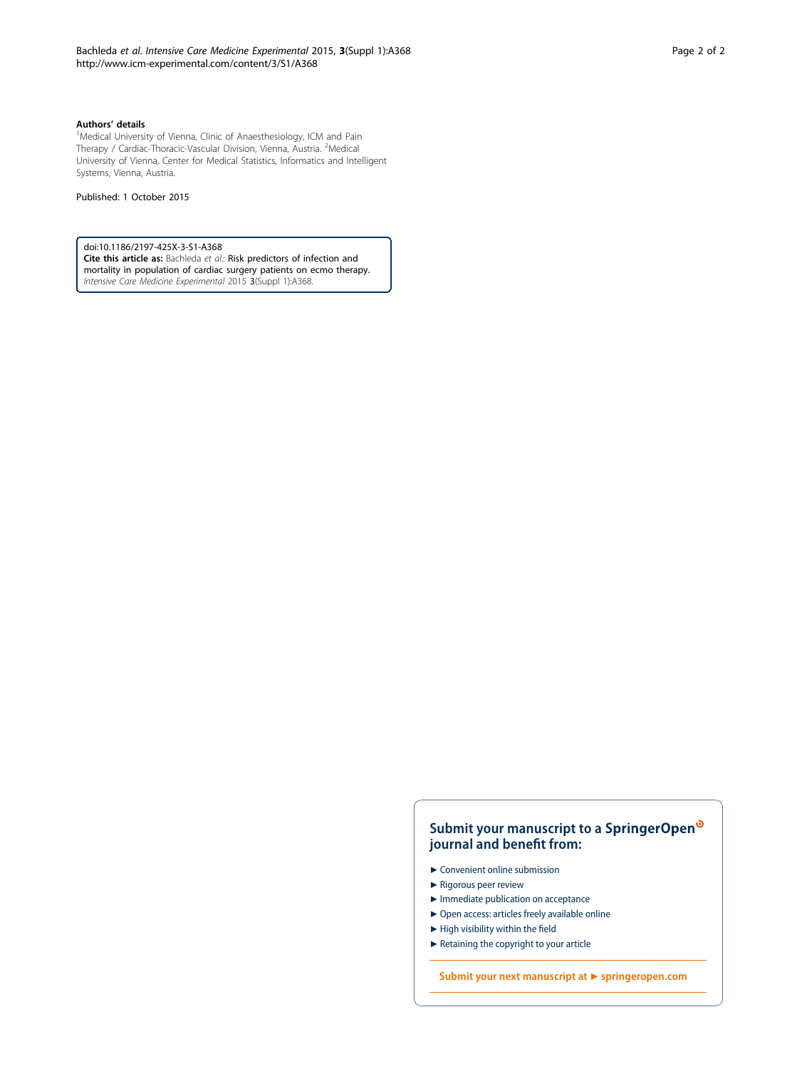### Authors' details

[1]Medical University of Vienna, Clinic of Anaesthesiology, ICM and Pain Therapy / Cardiac-Thoracic-Vascular Division, Vienna, Austria. [2]Medical University of Vienna, Center for Medical Statistics, Informatics and Intelligent Systems, Vienna, Austria.

Published: 1 October 2015

doi:10.1186/2197-425X-3-S1-A368

**Cite this article as:** Bachleda *et al.*: Risk predictors of infection and mortality in population of cardiac surgery patients on ecmo therapy. *Intensive Care Medicine Experimental* 2015 **3**(Suppl 1):A368.

**Submit your manuscript to a SpringerOpen journal and benefit from:**

- ► Convenient online submission
- ► Rigorous peer review
- ► Immediate publication on acceptance
- ► Open access: articles freely available online
- ► High visibility within the field
- ► Retaining the copyright to your article

**Submit your next manuscript at ► springeropen.com**